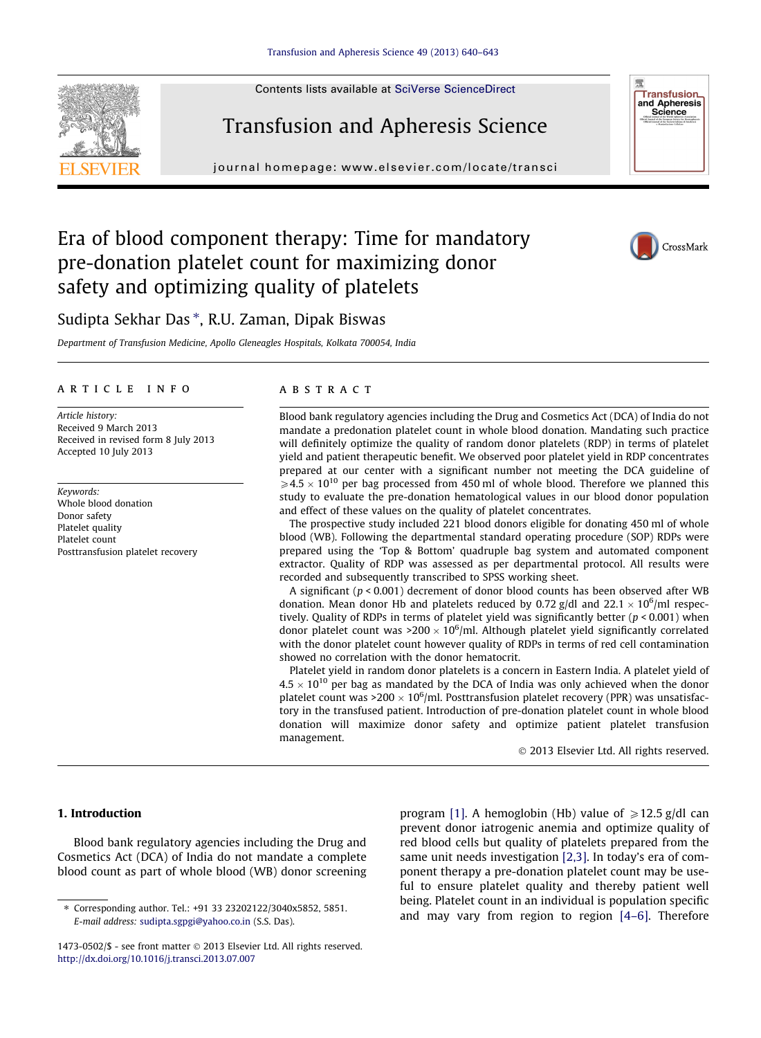# Era of blood component therapy: Time for mandatory pre-donation platelet count for maximizing donor safety and optimizing quality of platelets

Sudipta Sekhar Das *, R.U. Zaman, Dipak Biswas

*Department of Transfusion Medicine, Apollo Gleneagles Hospitals, Kolkata 700054, India*

## ARTICLE INFO

*Article history:*
Received 9 March 2013
Received in revised form 8 July 2013
Accepted 10 July 2013

*Keywords:*
Whole blood donation
Donor safety
Platelet quality
Platelet count
Posttransfusion platelet recovery

## ABSTRACT

Blood bank regulatory agencies including the Drug and Cosmetics Act (DCA) of India do not mandate a predonation platelet count in whole blood donation. Mandating such practice will definitely optimize the quality of random donor platelets (RDP) in terms of platelet yield and patient therapeutic benefit. We observed poor platelet yield in RDP concentrates prepared at our center with a significant number not meeting the DCA guideline of $\geqslant 4.5 \times 10^{10}$ per bag processed from 450 ml of whole blood. Therefore we planned this study to evaluate the pre-donation hematological values in our blood donor population and effect of these values on the quality of platelet concentrates.

The prospective study included 221 blood donors eligible for donating 450 ml of whole blood (WB). Following the departmental standard operating procedure (SOP) RDPs were prepared using the 'Top & Bottom' quadruple bag system and automated component extractor. Quality of RDP was assessed as per departmental protocol. All results were recorded and subsequently transcribed to SPSS working sheet.

A significant ($p < 0.001$) decrement of donor blood counts has been observed after WB donation. Mean donor Hb and platelets reduced by 0.72 g/dl and $22.1 \times 10^6$/ml respectively. Quality of RDPs in terms of platelet yield was significantly better ($p < 0.001$) when donor platelet count was $>200 \times 10^6$/ml. Although platelet yield significantly correlated with the donor platelet count however quality of RDPs in terms of red cell contamination showed no correlation with the donor hematocrit.

Platelet yield in random donor platelets is a concern in Eastern India. A platelet yield of $4.5 \times 10^{10}$ per bag as mandated by the DCA of India was only achieved when the donor platelet count was $>200 \times 10^6$/ml. Posttransfusion platelet recovery (PPR) was unsatisfactory in the transfused patient. Introduction of pre-donation platelet count in whole blood donation will maximize donor safety and optimize patient platelet transfusion management.

© 2013 Elsevier Ltd. All rights reserved.

## 1. Introduction

Blood bank regulatory agencies including the Drug and Cosmetics Act (DCA) of India do not mandate a complete blood count as part of whole blood (WB) donor screening program [1]. A hemoglobin (Hb) value of $\geqslant 12.5$ g/dl can prevent donor iatrogenic anemia and optimize quality of red blood cells but quality of platelets prepared from the same unit needs investigation [2,3]. In today's era of component therapy a pre-donation platelet count may be useful to ensure platelet quality and thereby patient well being. Platelet count in an individual is population specific and may vary from region to region [4–6]. Therefore

* Corresponding author. Tel.: +91 33 23202122/3040x5852, 5851. E-mail address: sudipta.sgpgi@yahoo.co.in (S.S. Das).

1473-0502/$ - see front matter © 2013 Elsevier Ltd. All rights reserved.
http://dx.doi.org/10.1016/j.transci.2013.07.007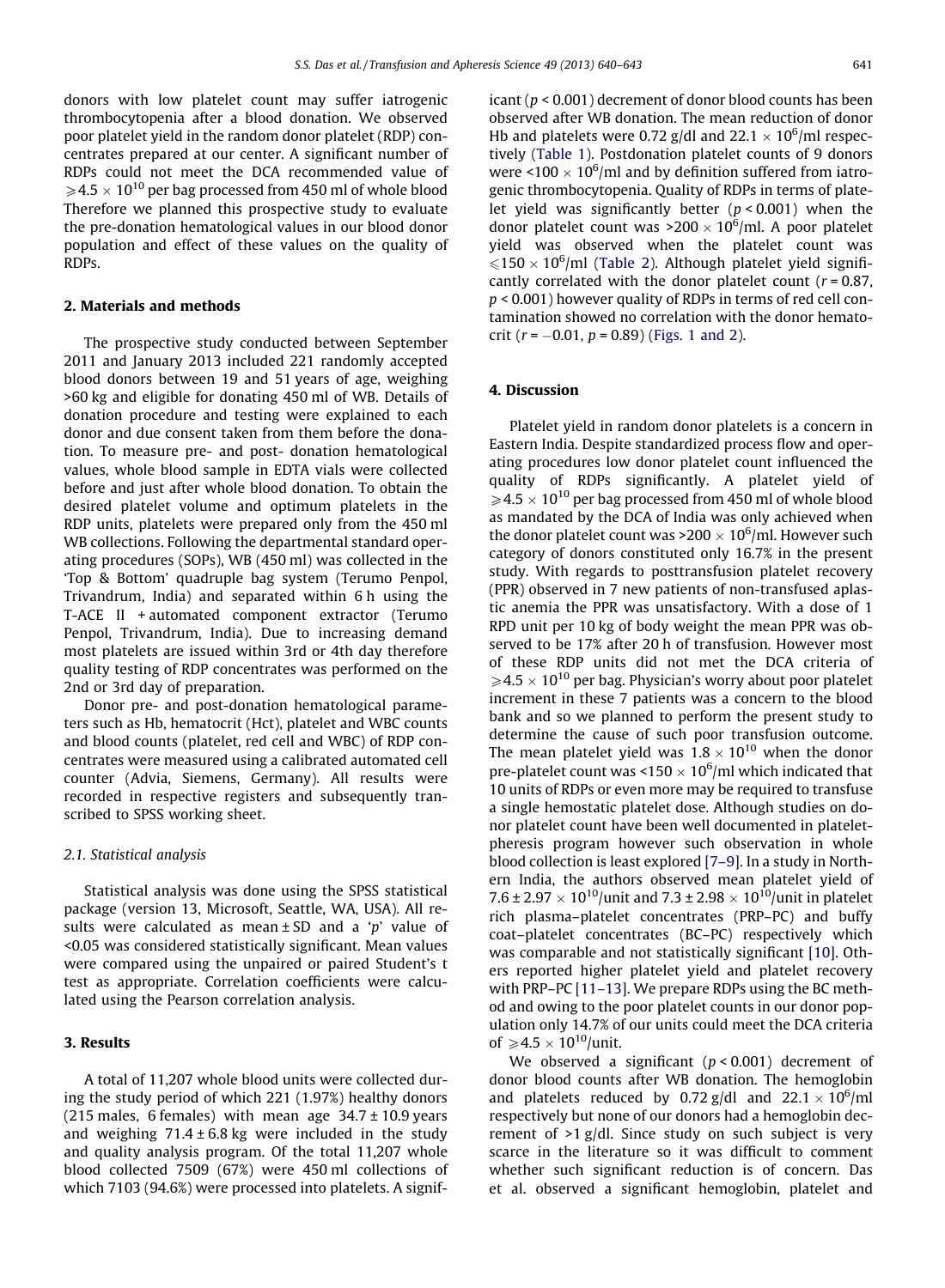donors with low platelet count may suffer iatrogenic thrombocytopenia after a blood donation. We observed poor platelet yield in the random donor platelet (RDP) concentrates prepared at our center. A significant number of RDPs could not meet the DCA recommended value of $\geqslant 4.5 \times 10^{10}$ per bag processed from 450 ml of whole blood Therefore we planned this prospective study to evaluate the pre-donation hematological values in our blood donor population and effect of these values on the quality of RDPs.

## 2. Materials and methods

The prospective study conducted between September 2011 and January 2013 included 221 randomly accepted blood donors between 19 and 51 years of age, weighing >60 kg and eligible for donating 450 ml of WB. Details of donation procedure and testing were explained to each donor and due consent taken from them before the donation. To measure pre- and post- donation hematological values, whole blood sample in EDTA vials were collected before and just after whole blood donation. To obtain the desired platelet volume and optimum platelets in the RDP units, platelets were prepared only from the 450 ml WB collections. Following the departmental standard operating procedures (SOPs), WB (450 ml) was collected in the 'Top & Bottom' quadruple bag system (Terumo Penpol, Trivandrum, India) and separated within 6 h using the T-ACE II + automated component extractor (Terumo Penpol, Trivandrum, India). Due to increasing demand most platelets are issued within 3rd or 4th day therefore quality testing of RDP concentrates was performed on the 2nd or 3rd day of preparation.

Donor pre- and post-donation hematological parameters such as Hb, hematocrit (Hct), platelet and WBC counts and blood counts (platelet, red cell and WBC) of RDP concentrates were measured using a calibrated automated cell counter (Advia, Siemens, Germany). All results were recorded in respective registers and subsequently transcribed to SPSS working sheet.

### 2.1. Statistical analysis

Statistical analysis was done using the SPSS statistical package (version 13, Microsoft, Seattle, WA, USA). All results were calculated as mean ± SD and a '$p$' value of <0.05 was considered statistically significant. Mean values were compared using the unpaired or paired Student's t test as appropriate. Correlation coefficients were calculated using the Pearson correlation analysis.

## 3. Results

A total of 11,207 whole blood units were collected during the study period of which 221 (1.97%) healthy donors (215 males, 6 females) with mean age 34.7 ± 10.9 years and weighing 71.4 ± 6.8 kg were included in the study and quality analysis program. Of the total 11,207 whole blood collected 7509 (67%) were 450 ml collections of which 7103 (94.6%) were processed into platelets. A significant ($p < 0.001$) decrement of donor blood counts has been observed after WB donation. The mean reduction of donor Hb and platelets were 0.72 g/dl and $22.1 \times 10^6$/ml respectively (Table 1). Postdonation platelet counts of 9 donors were $<100 \times 10^6$/ml and by definition suffered from iatrogenic thrombocytopenia. Quality of RDPs in terms of platelet yield was significantly better ($p < 0.001$) when the donor platelet count was $>200 \times 10^6$/ml. A poor platelet yield was observed when the platelet count was $\leqslant 150 \times 10^6$/ml (Table 2). Although platelet yield significantly correlated with the donor platelet count ($r = 0.87$, $p < 0.001$) however quality of RDPs in terms of red cell contamination showed no correlation with the donor hematocrit ($r = -0.01$, $p = 0.89$) (Figs. 1 and 2).

## 4. Discussion

Platelet yield in random donor platelets is a concern in Eastern India. Despite standardized process flow and operating procedures low donor platelet count influenced the quality of RDPs significantly. A platelet yield of $\geqslant 4.5 \times 10^{10}$ per bag processed from 450 ml of whole blood as mandated by the DCA of India was only achieved when the donor platelet count was $>200 \times 10^6$/ml. However such category of donors constituted only 16.7% in the present study. With regards to posttransfusion platelet recovery (PPR) observed in 7 new patients of non-transfused aplastic anemia the PPR was unsatisfactory. With a dose of 1 RPD unit per 10 kg of body weight the mean PPR was observed to be 17% after 20 h of transfusion. However most of these RDP units did not met the DCA criteria of $\geqslant 4.5 \times 10^{10}$ per bag. Physician's worry about poor platelet increment in these 7 patients was a concern to the blood bank and so we planned to perform the present study to determine the cause of such poor transfusion outcome. The mean platelet yield was $1.8 \times 10^{10}$ when the donor pre-platelet count was $<150 \times 10^6$/ml which indicated that 10 units of RDPs or even more may be required to transfuse a single hemostatic platelet dose. Although studies on donor platelet count have been well documented in plateletpheresis program however such observation in whole blood collection is least explored [7–9]. In a study in Northern India, the authors observed mean platelet yield of $7.6 \pm 2.97 \times 10^{10}$/unit and $7.3 \pm 2.98 \times 10^{10}$/unit in platelet rich plasma–platelet concentrates (PRP–PC) and buffy coat–platelet concentrates (BC–PC) respectively which was comparable and not statistically significant [10]. Others reported higher platelet yield and platelet recovery with PRP–PC [11–13]. We prepare RDPs using the BC method and owing to the poor platelet counts in our donor population only 14.7% of our units could meet the DCA criteria of $\geqslant 4.5 \times 10^{10}$/unit.

We observed a significant ($p < 0.001$) decrement of donor blood counts after WB donation. The hemoglobin and platelets reduced by 0.72 g/dl and $22.1 \times 10^6$/ml respectively but none of our donors had a hemoglobin decrement of >1 g/dl. Since study on such subject is very scarce in the literature so it was difficult to comment whether such significant reduction is of concern. Das et al. observed a significant hemoglobin, platelet and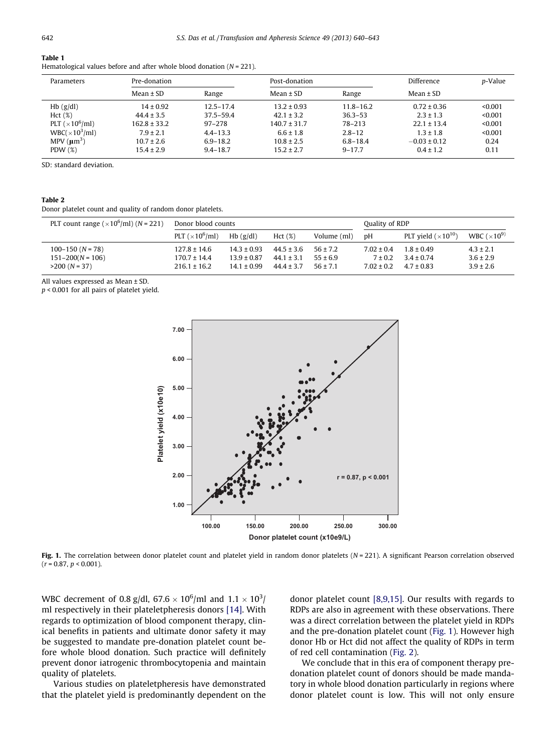**Table 1**
Hematological values before and after whole blood donation ($N = 221$).

| Parameters | Pre-donation | | Post-donation | | Difference | p-Value |
|---|---|---|---|---|---|---|
| | Mean ± SD | Range | Mean ± SD | Range | Mean ± SD | |
| Hb (g/dl) | 14 ± 0.92 | 12.5–17.4 | 13.2 ± 0.93 | 11.8–16.2 | 0.72 ± 0.36 | <0.001 |
| Hct (%) | 44.4 ± 3.5 | 37.5–59.4 | 42.1 ± 3.2 | 36.3–53 | 2.3 ± 1.3 | <0.001 |
| PLT ($\times 10^6$/ml) | 162.8 ± 33.2 | 97–278 | 140.7 ± 31.7 | 78–213 | 22.1 ± 13.4 | <0.001 |
| WBC($\times 10^3$/ml) | 7.9 ± 2.1 | 4.4–13.3 | 6.6 ± 1.8 | 2.8–12 | 1.3 ± 1.8 | <0.001 |
| MPV ($\mu m^3$) | 10.7 ± 2.6 | 6.9–18.2 | 10.8 ± 2.5 | 6.8–18.4 | −0.03 ± 0.12 | 0.24 |
| PDW (%) | 15.4 ± 2.9 | 9.4–18.7 | 15.2 ± 2.7 | 9–17.7 | 0.4 ± 1.2 | 0.11 |

SD: standard deviation.

**Table 2**
Donor platelet count and quality of random donor platelets.

| PLT count range ($\times 10^6$/ml) ($N = 221$) | Donor blood counts | | | | Quality of RDP | | |
|---|---|---|---|---|---|---|---|
| | PLT ($\times 10^6$/ml) | Hb (g/dl) | Hct (%) | Volume (ml) | pH | PLT yield ($\times 10^{10}$) | WBC ($\times 10^9$) |
| 100–150 (N = 78) | 127.8 ± 14.6 | 14.3 ± 0.93 | 44.5 ± 3.6 | 56 ± 7.2 | 7.02 ± 0.4 | 1.8 ± 0.49 | 4.3 ± 2.1 |
| 151–200(N = 106) | 170.7 ± 14.4 | 13.9 ± 0.87 | 44.1 ± 3.1 | 55 ± 6.9 | 7 ± 0.2 | 3.4 ± 0.74 | 3.6 ± 2.9 |
| >200 (N = 37) | 216.1 ± 16.2 | 14.1 ± 0.99 | 44.4 ± 3.7 | 56 ± 7.1 | 7.02 ± 0.2 | 4.7 ± 0.83 | 3.9 ± 2.6 |

All values expressed as Mean ± SD.
$p < 0.001$ for all pairs of platelet yield.

**Fig. 1.** The correlation between donor platelet count and platelet yield in random donor platelets ($N = 221$). A significant Pearson correlation observed ($r = 0.87$, $p < 0.001$).

WBC decrement of 0.8 g/dl, $67.6 \times 10^6$/ml and $1.1 \times 10^3$/ml respectively in their plateletpheresis donors [14]. With regards to optimization of blood component therapy, clinical benefits in patients and ultimate donor safety it may be suggested to mandate pre-donation platelet count before whole blood donation. Such practice will definitely prevent donor iatrogenic thrombocytopenia and maintain quality of platelets.

Various studies on plateletpheresis have demonstrated that the platelet yield is predominantly dependent on the donor platelet count [8,9,15]. Our results with regards to RDPs are also in agreement with these observations. There was a direct correlation between the platelet yield in RDPs and the pre-donation platelet count (Fig. 1). However high donor Hb or Hct did not affect the quality of RDPs in term of red cell contamination (Fig. 2).

We conclude that in this era of component therapy pre-donation platelet count of donors should be made mandatory in whole blood donation particularly in regions where donor platelet count is low. This will not only ensure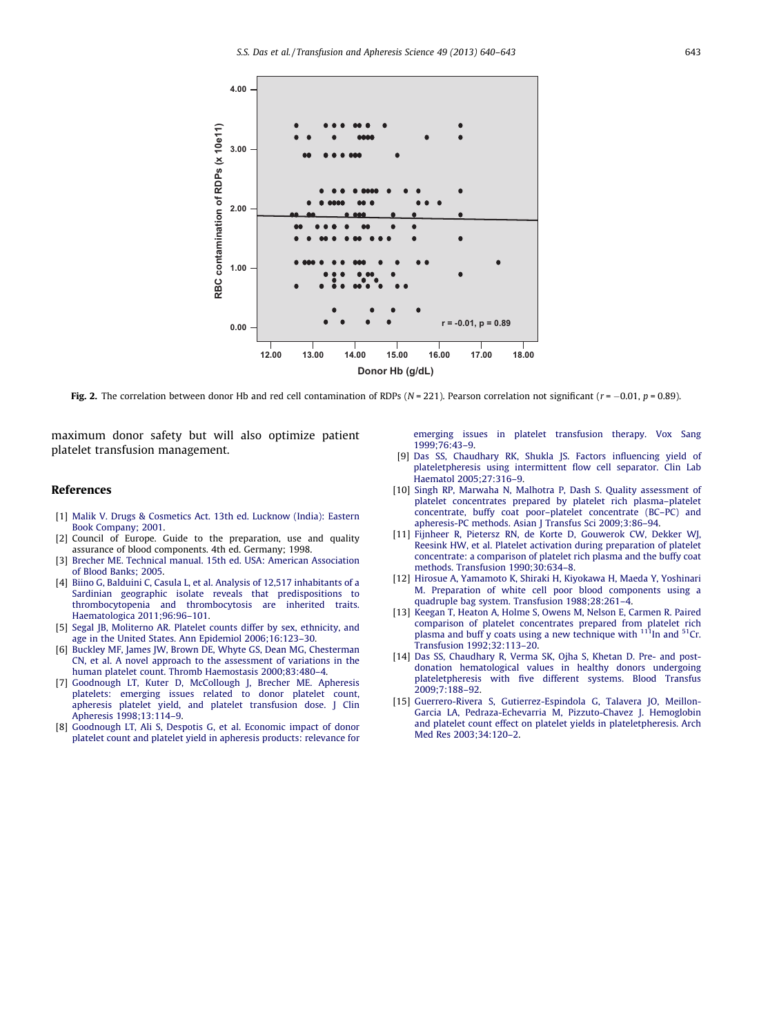4.00

3.00

2.00

1.00

0.00

RBC contamination of RDPs (x 10e11)

12.00 13.00 14.00 15.00 16.00 17.00 18.00

Donor Hb (g/dL)

r = -0.01, p = 0.89

**Fig. 2.** The correlation between donor Hb and red cell contamination of RDPs ($N = 221$). Pearson correlation not significant ($r = -0.01$, $p = 0.89$).

maximum donor safety but will also optimize patient platelet transfusion management.

## References

[1] Malik V. Drugs & Cosmetics Act. 13th ed. Lucknow (India): Eastern Book Company; 2001.

[2] Council of Europe. Guide to the preparation, use and quality assurance of blood components. 4th ed. Germany; 1998.

[3] Brecher ME. Technical manual. 15th ed. USA: American Association of Blood Banks; 2005.

[4] Biino G, Balduini C, Casula L, et al. Analysis of 12,517 inhabitants of a Sardinian geographic isolate reveals that predispositions to thrombocytopenia and thrombocytosis are inherited traits. Haematologica 2011;96:96–101.

[5] Segal JB, Moliterno AR. Platelet counts differ by sex, ethnicity, and age in the United States. Ann Epidemiol 2006;16:123–30.

[6] Buckley MF, James JW, Brown DE, Whyte GS, Dean MG, Chesterman CN, et al. A novel approach to the assessment of variations in the human platelet count. Thromb Haemostasis 2000;83:480–4.

[7] Goodnough LT, Kuter D, McCollough J, Brecher ME. Apheresis platelets: emerging issues related to donor platelet count, apheresis platelet yield, and platelet transfusion dose. J Clin Apheresis 1998;13:114–9.

[8] Goodnough LT, Ali S, Despotis G, et al. Economic impact of donor platelet count and platelet yield in apheresis products: relevance for emerging issues in platelet transfusion therapy. Vox Sang 1999;76:43–9.

[9] Das SS, Chaudhary RK, Shukla JS. Factors influencing yield of plateletpheresis using intermittent flow cell separator. Clin Lab Haematol 2005;27:316–9.

[10] Singh RP, Marwaha N, Malhotra P, Dash S. Quality assessment of platelet concentrates prepared by platelet rich plasma–platelet concentrate, buffy coat poor–platelet concentrate (BC–PC) and apheresis-PC methods. Asian J Transfus Sci 2009;3:86–94.

[11] Fijnheer R, Pietersz RN, de Korte D, Gouwerok CW, Dekker WJ, Reesink HW, et al. Platelet activation during preparation of platelet concentrate: a comparison of the platelet rich plasma and the buffy coat methods. Transfusion 1990;30:634–8.

[12] Hirosue A, Yamamoto K, Shiraki H, Kiyokawa H, Maeda Y, Yoshinari M. Preparation of white cell poor blood components using a quadruple bag system. Transfusion 1988;28:261–4.

[13] Keegan T, Heaton A, Holme S, Owens M, Nelson E, Carmen R. Paired comparison of platelet concentrates prepared from platelet rich plasma and buff y coats using a new technique with $^{111}$In and $^{51}$Cr. Transfusion 1992;32:113–20.

[14] Das SS, Chaudhary R, Verma SK, Ojha S, Khetan D. Pre- and post-donation hematological values in healthy donors undergoing plateletpheresis with five different systems. Blood Transfus 2009;7:188–92.

[15] Guerrero-Rivera S, Gutierrez-Espindola G, Talavera JO, Meillon-Garcia LA, Pedraza-Echevarria M, Pizzuto-Chavez J. Hemoglobin and platelet count effect on platelet yields in plateletpheresis. Arch Med Res 2003;34:120–2.